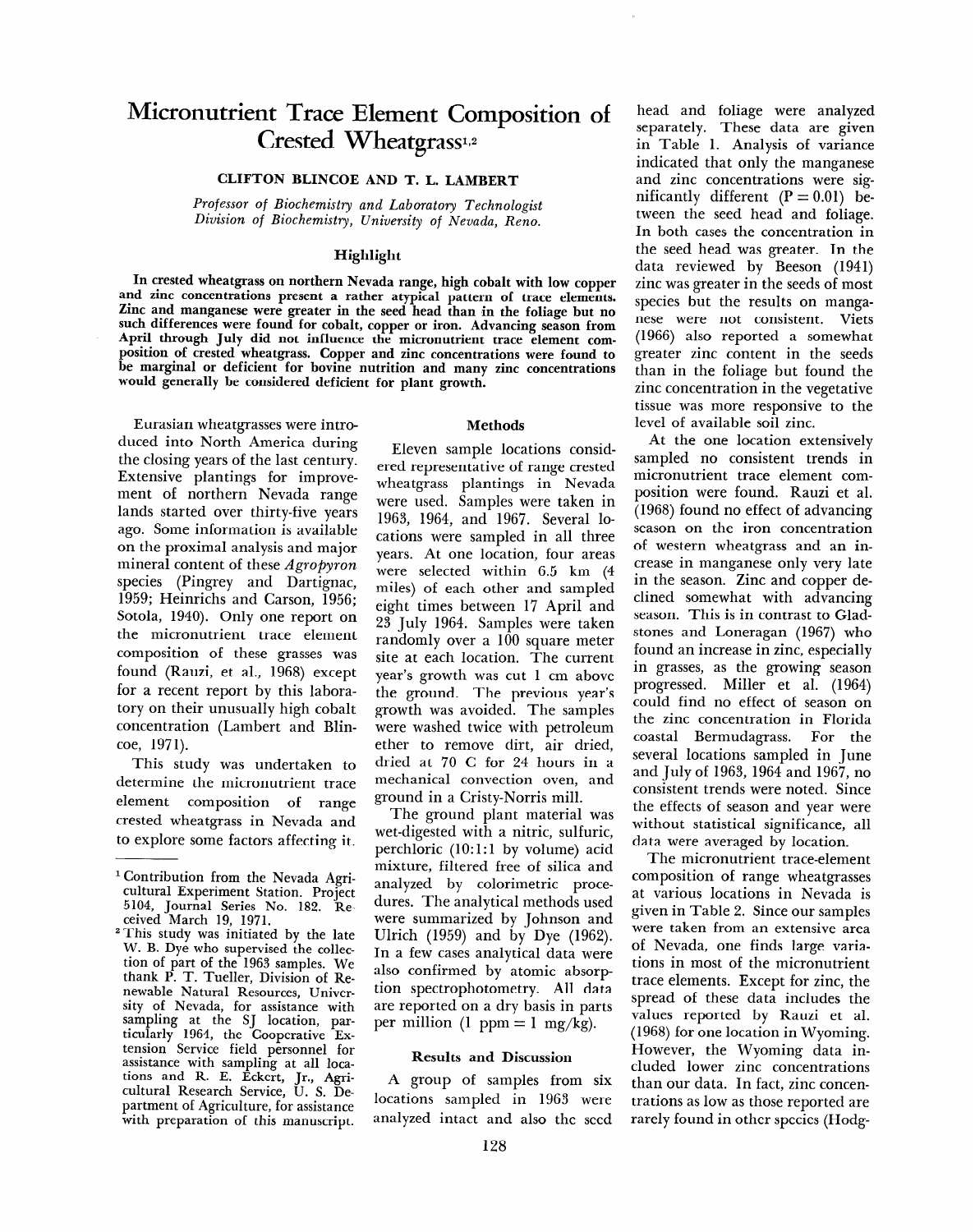# Micronutrient Trace Element Composition of Crested Wheatgrass[1,2]

**CLIFTON BLINCOE AND T. L. LAMBERT**

*Professor of Biochemistry and Laboratory Technologist Division of Biochemistry, University of Nevada, Reno.*

## Highlight

**In crested wheatgrass on northern Nevada range, high cobalt with low copper and zinc concentrations present a rather atypical pattern of trace elements. Zinc and manganese were greater in the seed head than in the foliage but no such differences were found for cobalt, copper or iron. Advancing season from April through July did not influence the micronutrient trace element composition of crested wheatgrass. Copper and zinc concentrations were found to be marginal or deficient for bovine nutrition and many zinc concentrations would generally be considered deficient for plant growth.**

Eurasian wheatgrasses were introduced into North America during the closing years of the last century. Extensive plantings for improvement of northern Nevada range lands started over thirty-five years ago. Some information is available on the proximal analysis and major mineral content of these *Agropyron* species (Pingrey and Dartignac, 1959; Heinrichs and Carson, 1956; Sotola, 1940). Only one report on the micronutrient trace element composition of these grasses was found (Rauzi, et al., 1968) except for a recent report by this laboratory on their unusually high cobalt concentration (Lambert and Blincoe, 1971).

This study was undertaken to determine the micronutrient trace element composition of range crested wheatgrass in Nevada and to explore some factors affecting it.

[1] Contribution from the Nevada Agricultural Experiment Station. Project 5104, Journal Series No. 182. Received March 19, 1971.

[2] This study was initiated by the late W. B. Dye who supervised the collection of part of the 1963 samples. We thank P. T. Tueller, Division of Renewable Natural Resources, University of Nevada, for assistance with sampling at the SJ location, particularly 1964, the Cooperative Extension Service field personnel for assistance with sampling at all locations and R. E. Eckert, Jr., Agricultural Research Service, U. S. Department of Agriculture, for assistance with preparation of this manuscript.

## Methods

Eleven sample locations considered representative of range crested wheatgrass plantings in Nevada were used. Samples were taken in 1963, 1964, and 1967. Several locations were sampled in all three years. At one location, four areas were selected within 6.5 km (4 miles) of each other and sampled eight times between 17 April and 23 July 1964. Samples were taken randomly over a 100 square meter site at each location. The current year's growth was cut 1 cm above the ground. The previous year's growth was avoided. The samples were washed twice with petroleum ether to remove dirt, air dried, dried at 70 C for 24 hours in a mechanical convection oven, and ground in a Cristy-Norris mill.

The ground plant material was wet-digested with a nitric, sulfuric, perchloric (10:1:1 by volume) acid mixture, filtered free of silica and analyzed by colorimetric procedures. The analytical methods used were summarized by Johnson and Ulrich (1959) and by Dye (1962). In a few cases analytical data were also confirmed by atomic absorption spectrophotometry. All data are reported on a dry basis in parts per million (1 ppm = 1 mg/kg).

## Results and Discussion

A group of samples from six locations sampled in 1963 were analyzed intact and also the seed head and foliage were analyzed separately. These data are given in Table 1. Analysis of variance indicated that only the manganese and zinc concentrations were significantly different ($P = 0.01$) between the seed head and foliage. In both cases the concentration in the seed head was greater. In the data reviewed by Beeson (1941) zinc was greater in the seeds of most species but the results on manganese were not consistent. Viets (1966) also reported a somewhat greater zinc content in the seeds than in the foliage but found the zinc concentration in the vegetative tissue was more responsive to the level of available soil zinc.

At the one location extensively sampled no consistent trends in micronutrient trace element composition were found. Rauzi et al. (1968) found no effect of advancing season on the iron concentration of western wheatgrass and an increase in manganese only very late in the season. Zinc and copper declined somewhat with advancing season. This is in contrast to Gladstones and Loneragan (1967) who found an increase in zinc, especially in grasses, as the growing season progressed. Miller et al. (1964) could find no effect of season on the zinc concentration in Florida coastal Bermudagrass. For the several locations sampled in June and July of 1963, 1964 and 1967, no consistent trends were noted. Since the effects of season and year were without statistical significance, all data were averaged by location.

The micronutrient trace-element composition of range wheatgrasses at various locations in Nevada is given in Table 2. Since our samples were taken from an extensive area of Nevada, one finds large variations in most of the micronutrient trace elements. Except for zinc, the spread of these data includes the values reported by Rauzi et al. (1968) for one location in Wyoming. However, the Wyoming data included lower zinc concentrations than our data. In fact, zinc concentrations as low as those reported are rarely found in other species (Hodg-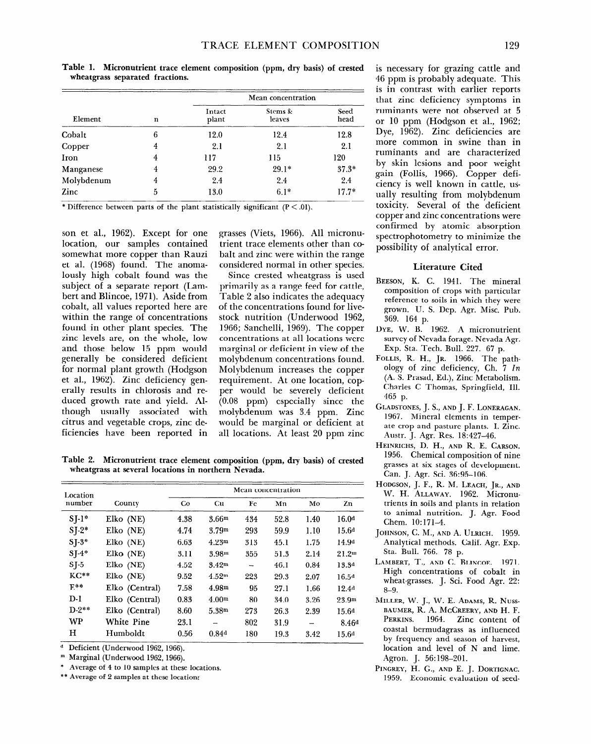Table 1. Micronutrient trace element composition (ppm, dry basis) of crested wheatgrass separated fractions.

| Element | n | Mean concentration | | |
|---|---|---|---|---|
| | | Intact plant | Stems & leaves | Seed head |
| Cobalt | 6 | 12.0 | 12.4 | 12.8 |
| Copper | 4 | 2.1 | 2.1 | 2.1 |
| Iron | 4 | 117 | 115 | 120 |
| Manganese | 4 | 29.2 | 29.1* | 37.3* |
| Molybdenum | 4 | 2.4 | 2.4 | 2.4 |
| Zinc | 5 | 13.0 | 6.1* | 17.7* |

* Difference between parts of the plant statistically significant ($P < .01$).

son et al., 1962). Except for one location, our samples contained somewhat more copper than Rauzi et al. (1968) found. The anomalously high cobalt found was the subject of a separate report (Lambert and Blincoe, 1971). Aside from cobalt, all values reported here are within the range of concentrations found in other plant species. The zinc levels are, on the whole, low and those below 15 ppm would generally be considered deficient for normal plant growth (Hodgson et al., 1962). Zinc deficiency generally results in chlorosis and reduced growth rate and yield. Although usually associated with citrus and vegetable crops, zinc deficiencies have been reported in grasses (Viets, 1966). All micronutrient trace elements other than cobalt and zinc were within the range considered normal in other species.

Since crested wheatgrass is used primarily as a range feed for cattle, Table 2 also indicates the adequacy of the concentrations found for livestock nutrition (Underwood 1962, 1966; Sanchelli, 1969). The copper concentrations at all locations were marginal or deficient in view of the molybdenum concentrations found. Molybdenum increases the copper requirement. At one location, copper would be severely deficient (0.08 ppm) especially since the molybdenum was 3.4 ppm. Zinc would be marginal or deficient at all locations. At least 20 ppm zinc is necessary for grazing cattle and 46 ppm is probably adequate. This is in contrast with earlier reports that zinc deficiency symptoms in ruminants were not observed at 5 or 10 ppm (Hodgson et al., 1962; Dye, 1962). Zinc deficiencies are more common in swine than in ruminants and are characterized by skin lesions and poor weight gain (Follis, 1966). Copper deficiency is well known in cattle, usually resulting from molybdenum toxicity. Several of the deficient copper and zinc concentrations were confirmed by atomic absorption spectrophotometry to minimize the possibility of analytical error.

Table 2. Micronutrient trace element composition (ppm, dry basis) of crested wheatgrass at several locations in northern Nevada.

| Location number | County | Mean concentration | | | | | |
|---|---|---|---|---|---|---|---|
| | | Co | Cu | Fe | Mn | Mo | Zn |
| SJ-1* | Elko (NE) | 4.38 | 3.66[m] | 434 | 52.8 | 1.40 | 16.0[d] |
| SJ-2* | Elko (NE) | 4.74 | 3.79[m] | 293 | 59.9 | 1.10 | 15.6[d] |
| SJ-3* | Elko (NE) | 6.63 | 4.23[m] | 313 | 45.1 | 1.75 | 14.9[d] |
| SJ-4* | Elko (NE) | 3.11 | 3.98[m] | 355 | 51.3 | 2.14 | 21.2[m] |
| SJ-5 | Elko (NE) | 4.52 | 3.42[m] | – | 46.1 | 0.84 | 13.3[d] |
| KC** | Elko (NE) | 9.52 | 4.52[m] | 223 | 29.3 | 2.07 | 16.5[d] |
| F** | Elko (Central) | 7.58 | 4.98[m] | 95 | 27.1 | 1.66 | 12.4[d] |
| D-1 | Elko (Central) | 0.83 | 4.00[m] | 80 | 34.0 | 3.26 | 23.9[m] |
| D-2** | Elko (Central) | 8.60 | 5.38[m] | 273 | 26.3 | 2.39 | 15.6[d] |
| WP | White Pine | 23.1 | – | 802 | 31.9 | – | 8.46[d] |
| H | Humboldt | 0.56 | 0.84[d] | 180 | 19.3 | 3.42 | 15.6[d] |

[d] Deficient (Underwood 1962, 1966).

[m] Marginal (Underwood 1962, 1966).

* Average of 4 to 10 samples at these locations.

** Average of 2 samples at these locations.

### Literature Cited

Beeson, K. C. 1941. The mineral composition of crops with particular reference to soils in which they were grown. U. S. Dep. Agr. Misc. Pub. 369. 164 p.

Dye, W. B. 1962. A micronutrient survey of Nevada forage. Nevada Agr. Exp. Sta. Tech. Bull. 227. 67 p.

Follis, R. H., Jr. 1966. The pathology of zinc deficiency, Ch. 7 *In* (A. S. Prasad, Ed.), Zinc Metabolism. Charles C Thomas, Springfield, Ill. 465 p.

Gladstones, J. S., and J. F. Loneragan. 1967. Mineral elements in temperate crop and pasture plants. I. Zinc. Austr. J. Agr. Res. 18:427–46.

Heinrichs, D. H., and R. E. Carson. 1956. Chemical composition of nine grasses at six stages of development. Can. J. Agr. Sci. 36:95–106.

Hodgson, J. F., R. M. Leach, Jr., and W. H. Allaway. 1962. Micronutrients in soils and plants in relation to animal nutrition. J. Agr. Food Chem. 10:171–4.

Johnson, C. M., and A. Ulrich. 1959. Analytical methods. Calif. Agr. Exp. Sta. Bull. 766. 78 p.

Lambert, T., and C. Blincoe. 1971. High concentrations of cobalt in wheat-grasses. J. Sci. Food Agr. 22: 8–9.

Miller, W. J., W. E. Adams, R. Nussbaumer, R. A. McCreery, and H. F. Perkins. 1964. Zinc content of coastal bermudagrass as influenced by frequency and season of harvest, location and level of N and lime. Agron. J. 56:198–201.

Pingrey, H. G., and E. J. Dortignac. 1959. Economic evaluation of seed-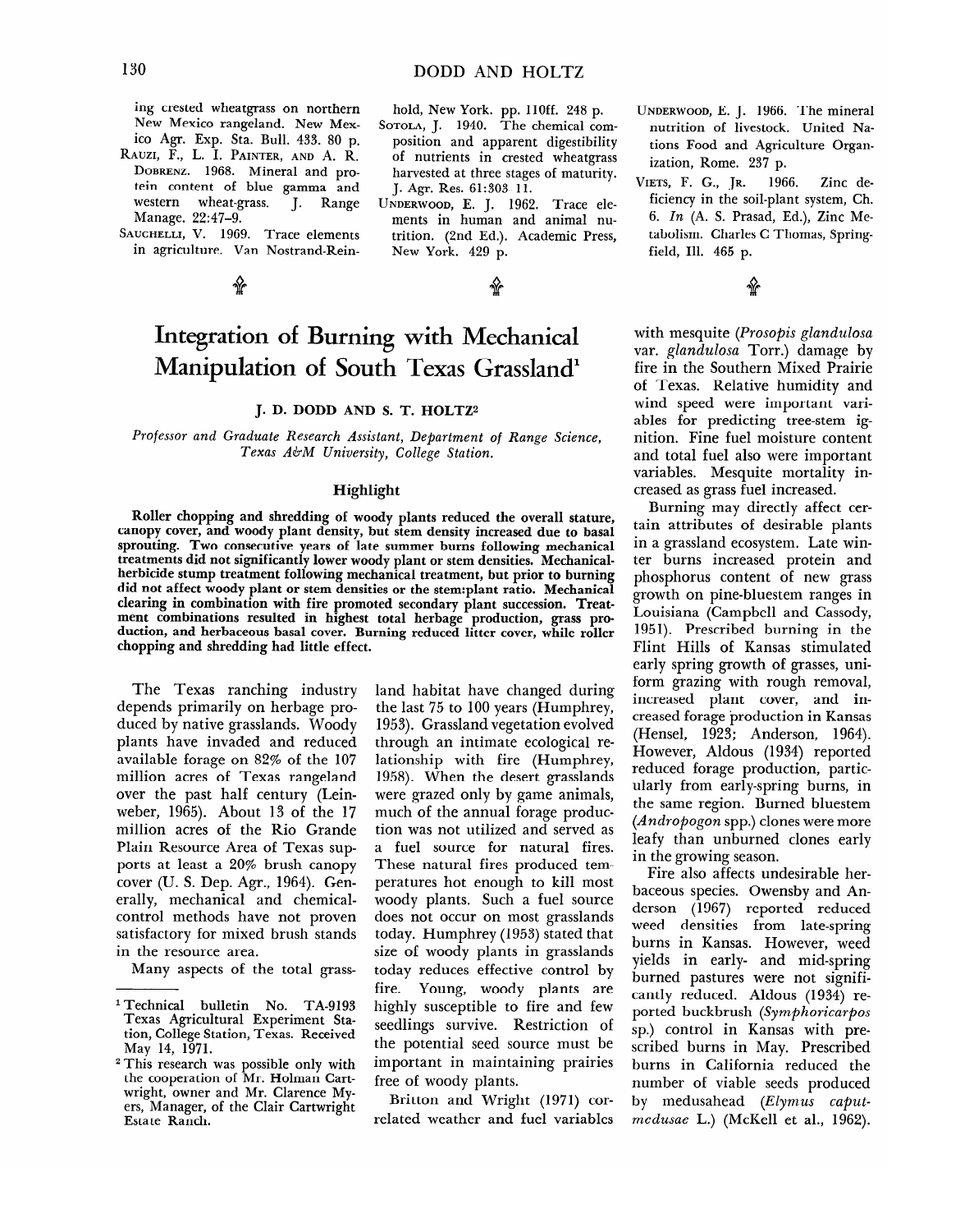ing crested wheatgrass on northern New Mexico rangeland. New Mexico Agr. Exp. Sta. Bull. 433. 80 p.

Rauzi, F., L. I. Painter, and A. R. Dobrenz. 1968. Mineral and protein content of blue gamma and western wheat-grass. J. Range Manage. 22:47-9.

Sauchelli, V. 1969. Trace elements in agriculture. Van Nostrand-Reinhold, New York. pp. 110ff. 248 p.

Sotola, J. 1940. The chemical composition and apparent digestibility of nutrients in crested wheatgrass harvested at three stages of maturity. J. Agr. Res. 61:303-11.

Underwood, E. J. 1962. Trace elements in human and animal nutrition. (2nd Ed.). Academic Press, New York. 429 p.

Underwood, E. J. 1966. The mineral nutrition of livestock. United Nations Food and Agriculture Organization, Rome. 237 p.

Viets, F. G., Jr. 1966. Zinc deficiency in the soil-plant system, Ch. 6. *In* (A. S. Prasad, Ed.), Zinc Metabolism. Charles C Thomas, Springfield, Ill. 465 p.

# Integration of Burning with Mechanical Manipulation of South Texas Grassland[1]

**J. D. DODD AND S. T. HOLTZ[2]**

*Professor and Graduate Research Assistant, Department of Range Science, Texas A&M University, College Station.*

## Highlight

**Roller chopping and shredding of woody plants reduced the overall stature, canopy cover, and woody plant density, but stem density increased due to basal sprouting. Two consecutive years of late summer burns following mechanical treatments did not significantly lower woody plant or stem densities. Mechanical-herbicide stump treatment following mechanical treatment, but prior to burning did not affect woody plant or stem densities or the stem:plant ratio. Mechanical clearing in combination with fire promoted secondary plant succession. Treatment combinations resulted in highest total herbage production, grass production, and herbaceous basal cover. Burning reduced litter cover, while roller chopping and shredding had little effect.**

The Texas ranching industry depends primarily on herbage produced by native grasslands. Woody plants have invaded and reduced available forage on 82% of the 107 million acres of Texas rangeland over the past half century (Leinweber, 1965). About 13 of the 17 million acres of the Rio Grande Plain Resource Area of Texas supports at least a 20% brush canopy cover (U. S. Dep. Agr., 1964). Generally, mechanical and chemical-control methods have not proven satisfactory for mixed brush stands in the resource area.

Many aspects of the total grassland habitat have changed during the last 75 to 100 years (Humphrey, 1953). Grassland vegetation evolved through an intimate ecological relationship with fire (Humphrey, 1958). When the desert grasslands were grazed only by game animals, much of the annual forage production was not utilized and served as a fuel source for natural fires. These natural fires produced temperatures hot enough to kill most woody plants. Such a fuel source does not occur on most grasslands today. Humphrey (1953) stated that size of woody plants in grasslands today reduces effective control by fire. Young, woody plants are highly susceptible to fire and few seedlings survive. Restriction of the potential seed source must be important in maintaining prairies free of woody plants.

Britton and Wright (1971) correlated weather and fuel variables with mesquite (*Prosopis glandulosa* var. *glandulosa* Torr.) damage by fire in the Southern Mixed Prairie of Texas. Relative humidity and wind speed were important variables for predicting tree-stem ignition. Fine fuel moisture content and total fuel also were important variables. Mesquite mortality increased as grass fuel increased.

Burning may directly affect certain attributes of desirable plants in a grassland ecosystem. Late winter burns increased protein and phosphorus content of new grass growth on pine-bluestem ranges in Louisiana (Campbell and Cassody, 1951). Prescribed burning in the Flint Hills of Kansas stimulated early spring growth of grasses, uniform grazing with rough removal, increased plant cover, and increased forage production in Kansas (Hensel, 1923; Anderson, 1964). However, Aldous (1934) reported reduced forage production, particularly from early-spring burns, in the same region. Burned bluestem (*Andropogon* spp.) clones were more leafy than unburned clones early in the growing season.

Fire also affects undesirable herbaceous species. Owensby and Anderson (1967) reported reduced weed densities from late-spring burns in Kansas. However, weed yields in early- and mid-spring burned pastures were not significantly reduced. Aldous (1934) reported buckbrush (*Symphoricarpos* sp.) control in Kansas with prescribed burns in May. Prescribed burns in California reduced the number of viable seeds produced by medusahead (*Elymus caput-medusae* L.) (McKell et al., 1962).

---

[1] Technical bulletin No. TA-9193 Texas Agricultural Experiment Station, College Station, Texas. Received May 14, 1971.

[2] This research was possible only with the cooperation of Mr. Holman Cartwright, owner and Mr. Clarence Myers, Manager, of the Clair Cartwright Estate Ranch.